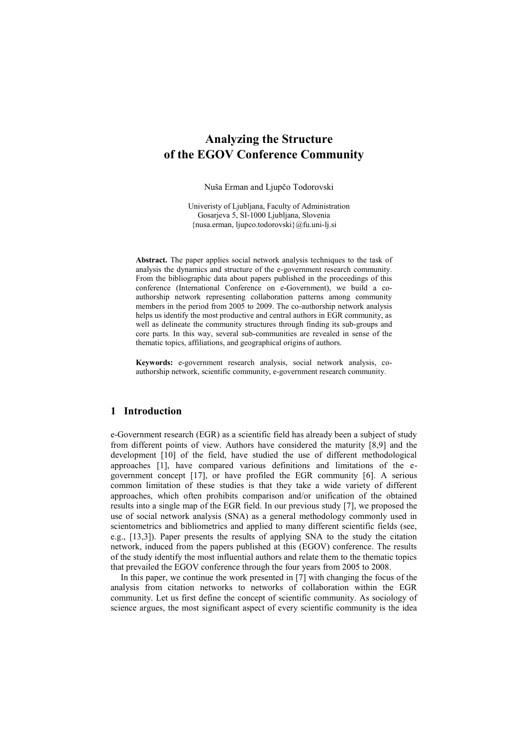# Analyzing the Structure of the EGOV Conference Community

Nuša Erman and Ljupčo Todorovski

Univeristy of Ljubljana, Faculty of Administration
Gosarjeva 5, SI-1000 Ljubljana, Slovenia
{nusa.erman, ljupco.todorovski}@fu.uni-lj.si

**Abstract.** The paper applies social network analysis techniques to the task of analysis the dynamics and structure of the e-government research community. From the bibliographic data about papers published in the proceedings of this conference (International Conference on e-Government), we build a co-authorship network representing collaboration patterns among community members in the period from 2005 to 2009. The co-authorship network analysis helps us identify the most productive and central authors in EGR community, as well as delineate the community structures through finding its sub-groups and core parts. In this way, several sub-communities are revealed in sense of the thematic topics, affiliations, and geographical origins of authors.

**Keywords:** e-government research analysis, social network analysis, co-authorship network, scientific community, e-government research community.

## 1 Introduction

e-Government research (EGR) as a scientific field has already been a subject of study from different points of view. Authors have considered the maturity [8,9] and the development [10] of the field, have studied the use of different methodological approaches [1], have compared various definitions and limitations of the e-government concept [17], or have profiled the EGR community [6]. A serious common limitation of these studies is that they take a wide variety of different approaches, which often prohibits comparison and/or unification of the obtained results into a single map of the EGR field. In our previous study [7], we proposed the use of social network analysis (SNA) as a general methodology commonly used in scientometrics and bibliometrics and applied to many different scientific fields (see, e.g., [13,3]). Paper presents the results of applying SNA to the study the citation network, induced from the papers published at this (EGOV) conference. The results of the study identify the most influential authors and relate them to the thematic topics that prevailed the EGOV conference through the four years from 2005 to 2008.

In this paper, we continue the work presented in [7] with changing the focus of the analysis from citation networks to networks of collaboration within the EGR community. Let us first define the concept of scientific community. As sociology of science argues, the most significant aspect of every scientific community is the idea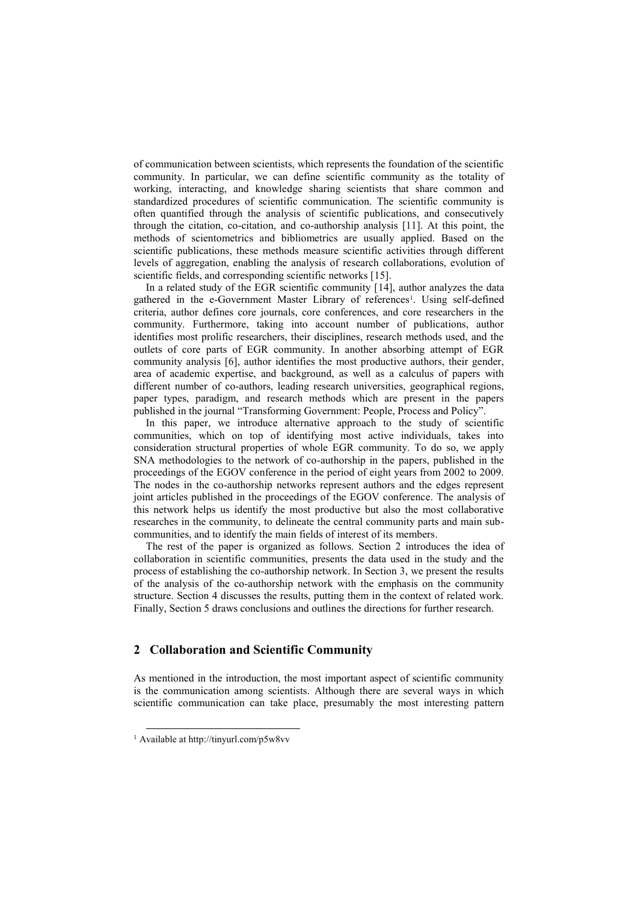of communication between scientists, which represents the foundation of the scientific community. In particular, we can define scientific community as the totality of working, interacting, and knowledge sharing scientists that share common and standardized procedures of scientific communication. The scientific community is often quantified through the analysis of scientific publications, and consecutively through the citation, co-citation, and co-authorship analysis [11]. At this point, the methods of scientometrics and bibliometrics are usually applied. Based on the scientific publications, these methods measure scientific activities through different levels of aggregation, enabling the analysis of research collaborations, evolution of scientific fields, and corresponding scientific networks [15].

In a related study of the EGR scientific community [14], author analyzes the data gathered in the e-Government Master Library of references[1]. Using self-defined criteria, author defines core journals, core conferences, and core researchers in the community. Furthermore, taking into account number of publications, author identifies most prolific researchers, their disciplines, research methods used, and the outlets of core parts of EGR community. In another absorbing attempt of EGR community analysis [6], author identifies the most productive authors, their gender, area of academic expertise, and background, as well as a calculus of papers with different number of co-authors, leading research universities, geographical regions, paper types, paradigm, and research methods which are present in the papers published in the journal "Transforming Government: People, Process and Policy".

In this paper, we introduce alternative approach to the study of scientific communities, which on top of identifying most active individuals, takes into consideration structural properties of whole EGR community. To do so, we apply SNA methodologies to the network of co-authorship in the papers, published in the proceedings of the EGOV conference in the period of eight years from 2002 to 2009. The nodes in the co-authorship networks represent authors and the edges represent joint articles published in the proceedings of the EGOV conference. The analysis of this network helps us identify the most productive but also the most collaborative researches in the community, to delineate the central community parts and main sub-communities, and to identify the main fields of interest of its members.

The rest of the paper is organized as follows. Section 2 introduces the idea of collaboration in scientific communities, presents the data used in the study and the process of establishing the co-authorship network. In Section 3, we present the results of the analysis of the co-authorship network with the emphasis on the community structure. Section 4 discusses the results, putting them in the context of related work. Finally, Section 5 draws conclusions and outlines the directions for further research.

## 2 Collaboration and Scientific Community

As mentioned in the introduction, the most important aspect of scientific community is the communication among scientists. Although there are several ways in which scientific communication can take place, presumably the most interesting pattern

[1] Available at http://tinyurl.com/p5w8vv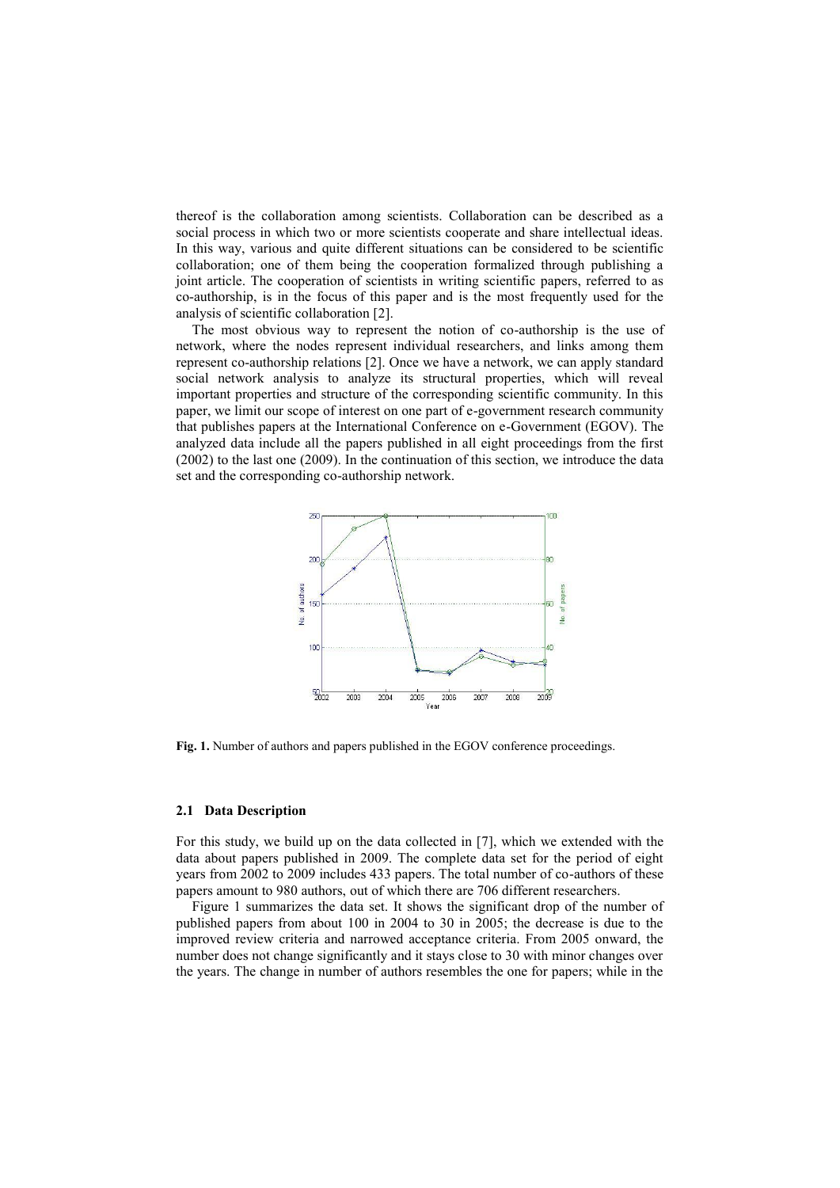thereof is the collaboration among scientists. Collaboration can be described as a social process in which two or more scientists cooperate and share intellectual ideas. In this way, various and quite different situations can be considered to be scientific collaboration; one of them being the cooperation formalized through publishing a joint article. The cooperation of scientists in writing scientific papers, referred to as co-authorship, is in the focus of this paper and is the most frequently used for the analysis of scientific collaboration [2].

The most obvious way to represent the notion of co-authorship is the use of network, where the nodes represent individual researchers, and links among them represent co-authorship relations [2]. Once we have a network, we can apply standard social network analysis to analyze its structural properties, which will reveal important properties and structure of the corresponding scientific community. In this paper, we limit our scope of interest on one part of e-government research community that publishes papers at the International Conference on e-Government (EGOV). The analyzed data include all the papers published in all eight proceedings from the first (2002) to the last one (2009). In the continuation of this section, we introduce the data set and the corresponding co-authorship network.

**Fig. 1.** Number of authors and papers published in the EGOV conference proceedings.

### 2.1 Data Description

For this study, we build up on the data collected in [7], which we extended with the data about papers published in 2009. The complete data set for the period of eight years from 2002 to 2009 includes 433 papers. The total number of co-authors of these papers amount to 980 authors, out of which there are 706 different researchers.

Figure 1 summarizes the data set. It shows the significant drop of the number of published papers from about 100 in 2004 to 30 in 2005; the decrease is due to the improved review criteria and narrowed acceptance criteria. From 2005 onward, the number does not change significantly and it stays close to 30 with minor changes over the years. The change in number of authors resembles the one for papers; while in the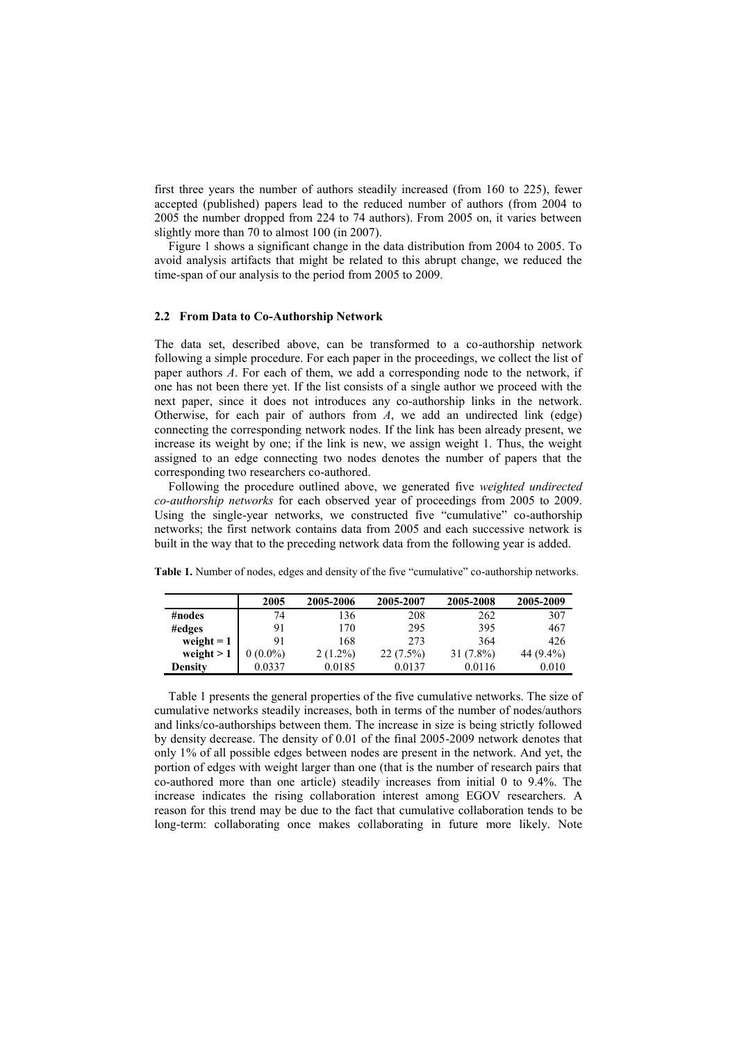first three years the number of authors steadily increased (from 160 to 225), fewer accepted (published) papers lead to the reduced number of authors (from 2004 to 2005 the number dropped from 224 to 74 authors). From 2005 on, it varies between slightly more than 70 to almost 100 (in 2007).

Figure 1 shows a significant change in the data distribution from 2004 to 2005. To avoid analysis artifacts that might be related to this abrupt change, we reduced the time-span of our analysis to the period from 2005 to 2009.

### 2.2 From Data to Co-Authorship Network

The data set, described above, can be transformed to a co-authorship network following a simple procedure. For each paper in the proceedings, we collect the list of paper authors $A$. For each of them, we add a corresponding node to the network, if one has not been there yet. If the list consists of a single author we proceed with the next paper, since it does not introduces any co-authorship links in the network. Otherwise, for each pair of authors from $A$, we add an undirected link (edge) connecting the corresponding network nodes. If the link has been already present, we increase its weight by one; if the link is new, we assign weight 1. Thus, the weight assigned to an edge connecting two nodes denotes the number of papers that the corresponding two researchers co-authored.

Following the procedure outlined above, we generated five *weighted undirected co-authorship networks* for each observed year of proceedings from 2005 to 2009. Using the single-year networks, we constructed five "cumulative" co-authorship networks; the first network contains data from 2005 and each successive network is built in the way that to the preceding network data from the following year is added.

**Table 1.** Number of nodes, edges and density of the five "cumulative" co-authorship networks.

| | 2005 | 2005-2006 | 2005-2007 | 2005-2008 | 2005-2009 |
|---|---|---|---|---|---|
| **#nodes** | 74 | 136 | 208 | 262 | 307 |
| **#edges** | 91 | 170 | 295 | 395 | 467 |
| **weight = 1** | 91 | 168 | 273 | 364 | 426 |
| **weight > 1** | 0 (0.0%) | 2 (1.2%) | 22 (7.5%) | 31 (7.8%) | 44 (9.4%) |
| **Density** | 0.0337 | 0.0185 | 0.0137 | 0.0116 | 0.010 |

Table 1 presents the general properties of the five cumulative networks. The size of cumulative networks steadily increases, both in terms of the number of nodes/authors and links/co-authorships between them. The increase in size is being strictly followed by density decrease. The density of 0.01 of the final 2005-2009 network denotes that only 1% of all possible edges between nodes are present in the network. And yet, the portion of edges with weight larger than one (that is the number of research pairs that co-authored more than one article) steadily increases from initial 0 to 9.4%. The increase indicates the rising collaboration interest among EGOV researchers. A reason for this trend may be due to the fact that cumulative collaboration tends to be long-term: collaborating once makes collaborating in future more likely. Note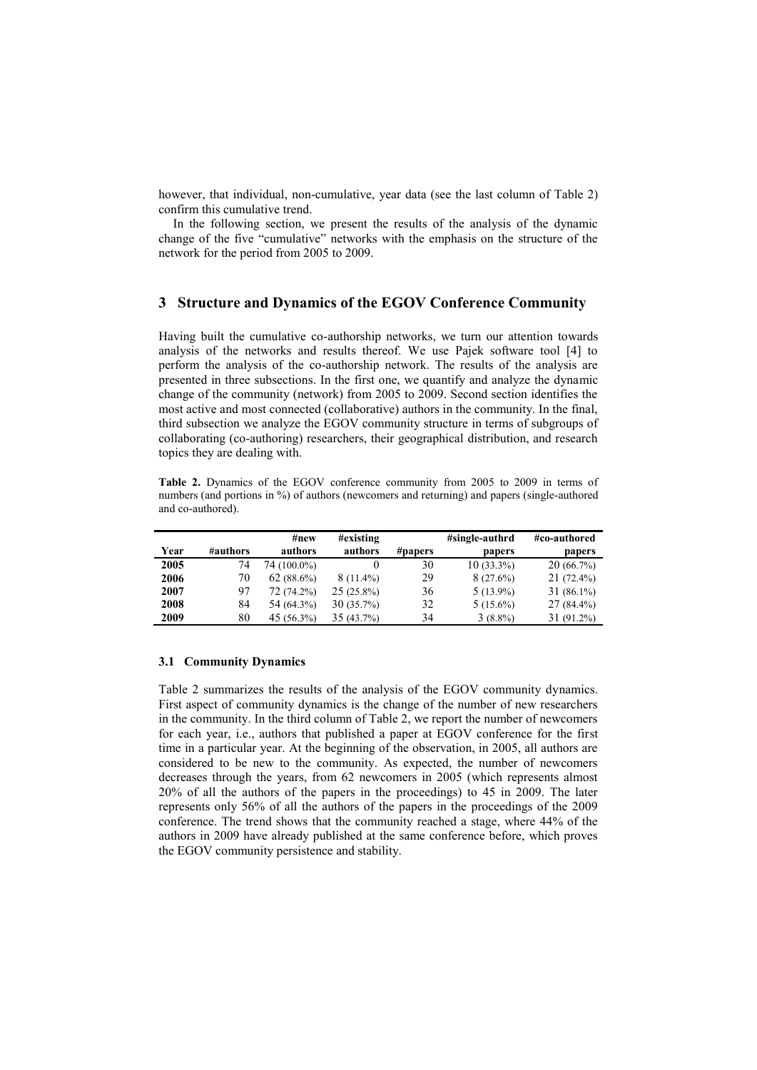however, that individual, non-cumulative, year data (see the last column of Table 2) confirm this cumulative trend.

In the following section, we present the results of the analysis of the dynamic change of the five "cumulative" networks with the emphasis on the structure of the network for the period from 2005 to 2009.

## 3 Structure and Dynamics of the EGOV Conference Community

Having built the cumulative co-authorship networks, we turn our attention towards analysis of the networks and results thereof. We use Pajek software tool [4] to perform the analysis of the co-authorship network. The results of the analysis are presented in three subsections. In the first one, we quantify and analyze the dynamic change of the community (network) from 2005 to 2009. Second section identifies the most active and most connected (collaborative) authors in the community. In the final, third subsection we analyze the EGOV community structure in terms of subgroups of collaborating (co-authoring) researchers, their geographical distribution, and research topics they are dealing with.

**Table 2.** Dynamics of the EGOV conference community from 2005 to 2009 in terms of numbers (and portions in %) of authors (newcomers and returning) and papers (single-authored and co-authored).

| Year | #authors | #new authors | #existing authors | #papers | #single-authrd papers | #co-authored papers |
|---|---|---|---|---|---|---|
| **2005** | 74 | 74 (100.0%) | 0 | 30 | 10 (33.3%) | 20 (66.7%) |
| **2006** | 70 | 62 (88.6%) | 8 (11.4%) | 29 | 8 (27.6%) | 21 (72.4%) |
| **2007** | 97 | 72 (74.2%) | 25 (25.8%) | 36 | 5 (13.9%) | 31 (86.1%) |
| **2008** | 84 | 54 (64.3%) | 30 (35.7%) | 32 | 5 (15.6%) | 27 (84.4%) |
| **2009** | 80 | 45 (56.3%) | 35 (43.7%) | 34 | 3 (8.8%) | 31 (91.2%) |

### 3.1 Community Dynamics

Table 2 summarizes the results of the analysis of the EGOV community dynamics. First aspect of community dynamics is the change of the number of new researchers in the community. In the third column of Table 2, we report the number of newcomers for each year, i.e., authors that published a paper at EGOV conference for the first time in a particular year. At the beginning of the observation, in 2005, all authors are considered to be new to the community. As expected, the number of newcomers decreases through the years, from 62 newcomers in 2005 (which represents almost 20% of all the authors of the papers in the proceedings) to 45 in 2009. The later represents only 56% of all the authors of the papers in the proceedings of the 2009 conference. The trend shows that the community reached a stage, where 44% of the authors in 2009 have already published at the same conference before, which proves the EGOV community persistence and stability.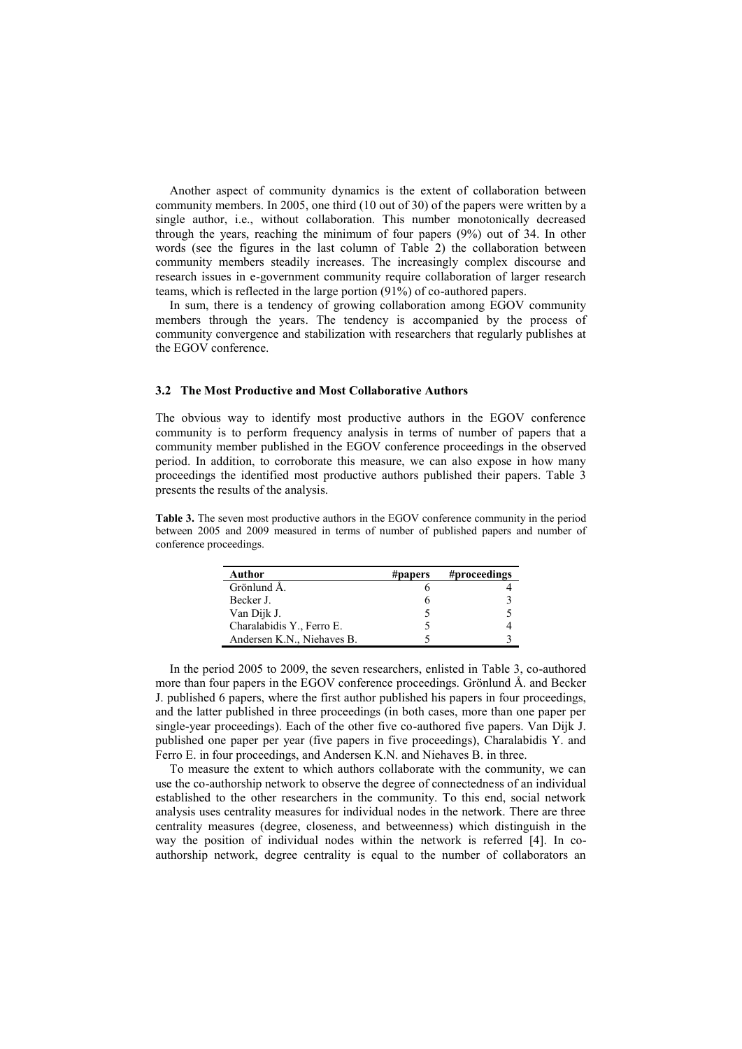Another aspect of community dynamics is the extent of collaboration between community members. In 2005, one third (10 out of 30) of the papers were written by a single author, i.e., without collaboration. This number monotonically decreased through the years, reaching the minimum of four papers (9%) out of 34. In other words (see the figures in the last column of Table 2) the collaboration between community members steadily increases. The increasingly complex discourse and research issues in e-government community require collaboration of larger research teams, which is reflected in the large portion (91%) of co-authored papers.

In sum, there is a tendency of growing collaboration among EGOV community members through the years. The tendency is accompanied by the process of community convergence and stabilization with researchers that regularly publishes at the EGOV conference.

### 3.2 The Most Productive and Most Collaborative Authors

The obvious way to identify most productive authors in the EGOV conference community is to perform frequency analysis in terms of number of papers that a community member published in the EGOV conference proceedings in the observed period. In addition, to corroborate this measure, we can also expose in how many proceedings the identified most productive authors published their papers. Table 3 presents the results of the analysis.

**Table 3.** The seven most productive authors in the EGOV conference community in the period between 2005 and 2009 measured in terms of number of published papers and number of conference proceedings.

| Author | #papers | #proceedings |
|---|---|---|
| Grönlund Å. | 6 | 4 |
| Becker J. | 6 | 3 |
| Van Dijk J. | 5 | 5 |
| Charalabidis Y., Ferro E. | 5 | 4 |
| Andersen K.N., Niehaves B. | 5 | 3 |

In the period 2005 to 2009, the seven researchers, enlisted in Table 3, co-authored more than four papers in the EGOV conference proceedings. Grönlund Å. and Becker J. published 6 papers, where the first author published his papers in four proceedings, and the latter published in three proceedings (in both cases, more than one paper per single-year proceedings). Each of the other five co-authored five papers. Van Dijk J. published one paper per year (five papers in five proceedings), Charalabidis Y. and Ferro E. in four proceedings, and Andersen K.N. and Niehaves B. in three.

To measure the extent to which authors collaborate with the community, we can use the co-authorship network to observe the degree of connectedness of an individual established to the other researchers in the community. To this end, social network analysis uses centrality measures for individual nodes in the network. There are three centrality measures (degree, closeness, and betweenness) which distinguish in the way the position of individual nodes within the network is referred [4]. In co-authorship network, degree centrality is equal to the number of collaborators an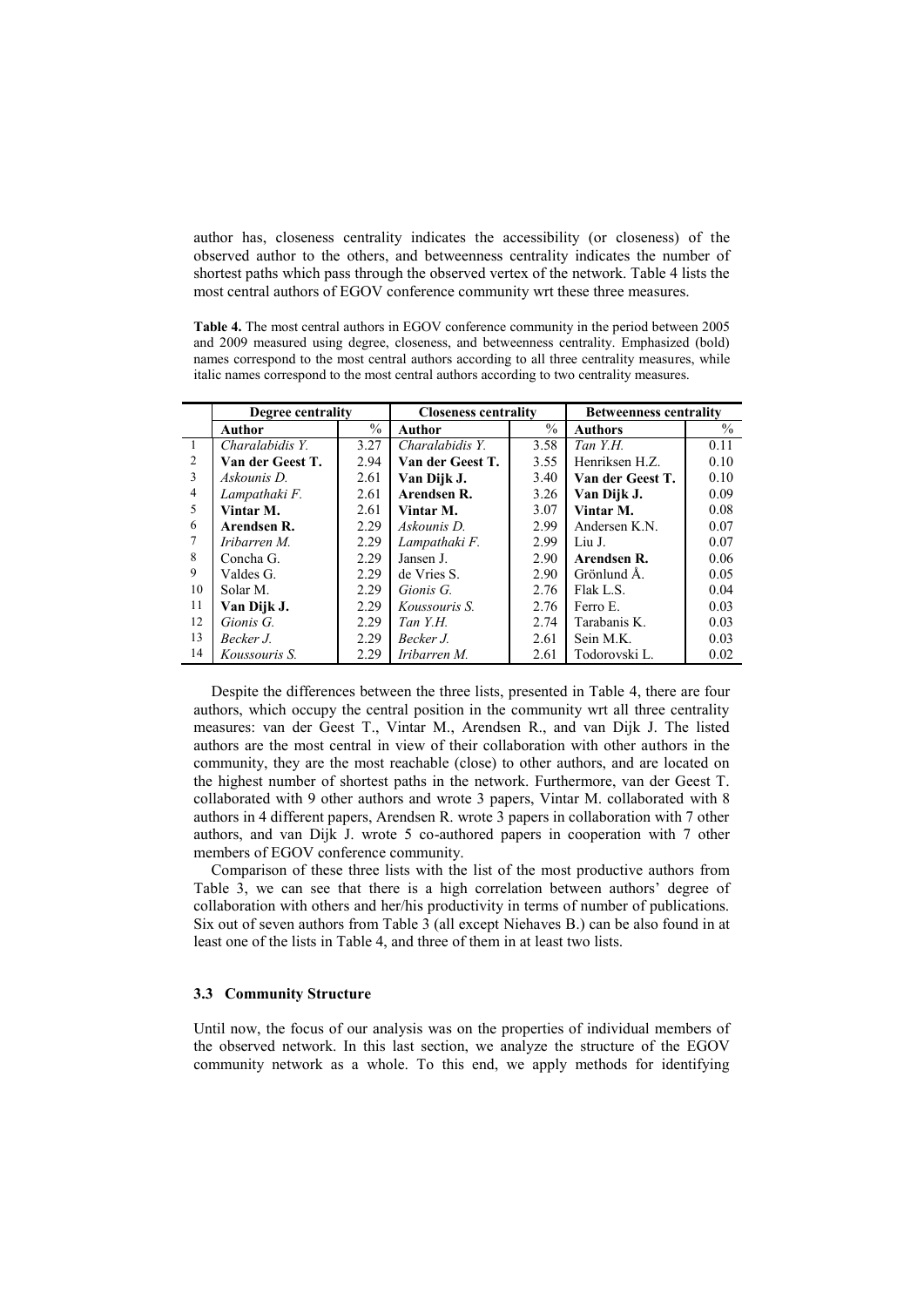author has, closeness centrality indicates the accessibility (or closeness) of the observed author to the others, and betweenness centrality indicates the number of shortest paths which pass through the observed vertex of the network. Table 4 lists the most central authors of EGOV conference community wrt these three measures.

**Table 4.** The most central authors in EGOV conference community in the period between 2005 and 2009 measured using degree, closeness, and betweenness centrality. Emphasized (bold) names correspond to the most central authors according to all three centrality measures, while italic names correspond to the most central authors according to two centrality measures.

| | Degree centrality | | Closeness centrality | | Betweenness centrality | |
|---|---|---|---|---|---|---|
| | **Author** | % | **Author** | % | **Authors** | % |
| 1 | *Charalabidis Y.* | 3.27 | *Charalabidis Y.* | 3.58 | *Tan Y.H.* | 0.11 |
| 2 | **Van der Geest T.** | 2.94 | **Van der Geest T.** | 3.55 | Henriksen H.Z. | 0.10 |
| 3 | *Askounis D.* | 2.61 | **Van Dijk J.** | 3.40 | **Van der Geest T.** | 0.10 |
| 4 | *Lampathaki F.* | 2.61 | **Arendsen R.** | 3.26 | **Van Dijk J.** | 0.09 |
| 5 | **Vintar M.** | 2.61 | **Vintar M.** | 3.07 | **Vintar M.** | 0.08 |
| 6 | **Arendsen R.** | 2.29 | *Askounis D.* | 2.99 | Andersen K.N. | 0.07 |
| 7 | *Iribarren M.* | 2.29 | *Lampathaki F.* | 2.99 | Liu J. | 0.07 |
| 8 | Concha G. | 2.29 | Jansen J. | 2.90 | **Arendsen R.** | 0.06 |
| 9 | Valdes G. | 2.29 | de Vries S. | 2.90 | Grönlund Å. | 0.05 |
| 10 | Solar M. | 2.29 | *Gionis G.* | 2.76 | Flak L.S. | 0.04 |
| 11 | **Van Dijk J.** | 2.29 | *Koussouris S.* | 2.76 | Ferro E. | 0.03 |
| 12 | *Gionis G.* | 2.29 | *Tan Y.H.* | 2.74 | Tarabanis K. | 0.03 |
| 13 | *Becker J.* | 2.29 | *Becker J.* | 2.61 | Sein M.K. | 0.03 |
| 14 | *Koussouris S.* | 2.29 | *Iribarren M.* | 2.61 | Todorovski L. | 0.02 |

Despite the differences between the three lists, presented in Table 4, there are four authors, which occupy the central position in the community wrt all three centrality measures: van der Geest T., Vintar M., Arendsen R., and van Dijk J. The listed authors are the most central in view of their collaboration with other authors in the community, they are the most reachable (close) to other authors, and are located on the highest number of shortest paths in the network. Furthermore, van der Geest T. collaborated with 9 other authors and wrote 3 papers, Vintar M. collaborated with 8 authors in 4 different papers, Arendsen R. wrote 3 papers in collaboration with 7 other authors, and van Dijk J. wrote 5 co-authored papers in cooperation with 7 other members of EGOV conference community.

Comparison of these three lists with the list of the most productive authors from Table 3, we can see that there is a high correlation between authors' degree of collaboration with others and her/his productivity in terms of number of publications. Six out of seven authors from Table 3 (all except Niehaves B.) can be also found in at least one of the lists in Table 4, and three of them in at least two lists.

### 3.3 Community Structure

Until now, the focus of our analysis was on the properties of individual members of the observed network. In this last section, we analyze the structure of the EGOV community network as a whole. To this end, we apply methods for identifying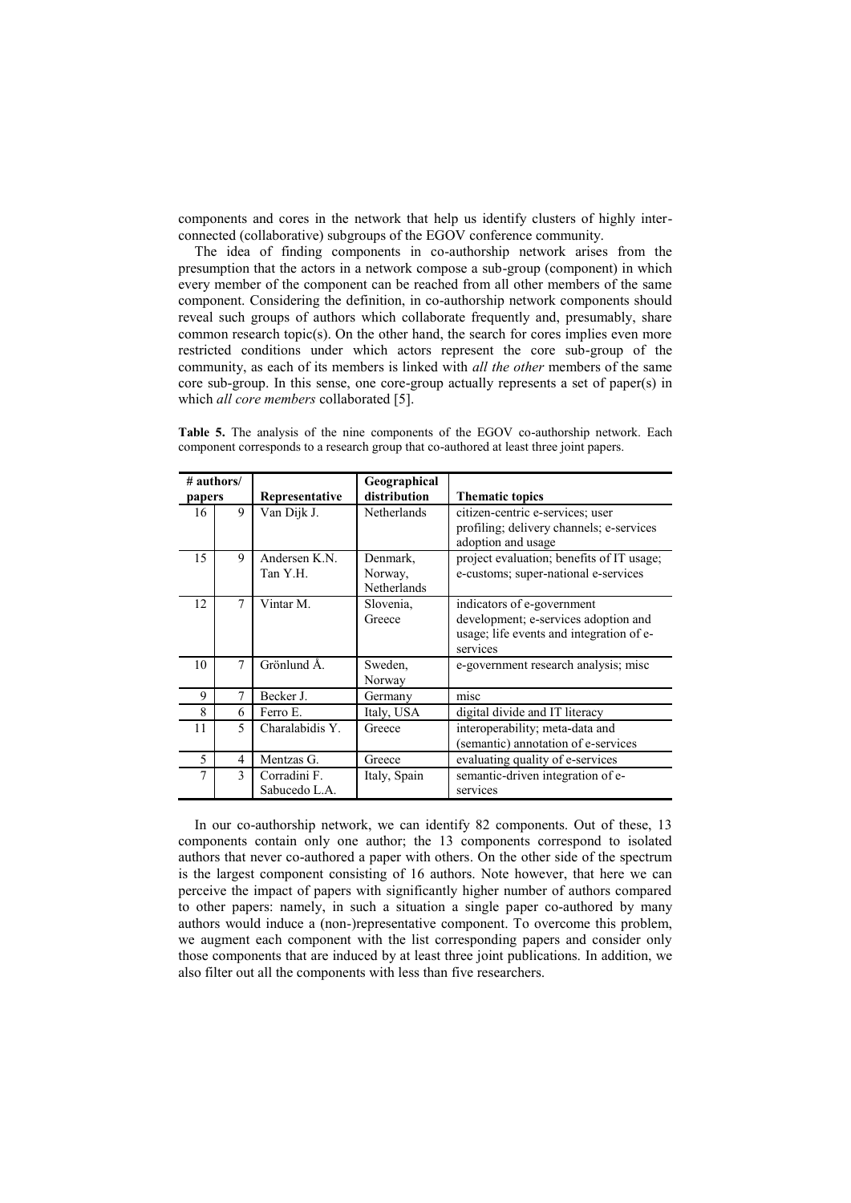components and cores in the network that help us identify clusters of highly inter-connected (collaborative) subgroups of the EGOV conference community.

The idea of finding components in co-authorship network arises from the presumption that the actors in a network compose a sub-group (component) in which every member of the component can be reached from all other members of the same component. Considering the definition, in co-authorship network components should reveal such groups of authors which collaborate frequently and, presumably, share common research topic(s). On the other hand, the search for cores implies even more restricted conditions under which actors represent the core sub-group of the community, as each of its members is linked with *all the other* members of the same core sub-group. In this sense, one core-group actually represents a set of paper(s) in which *all core members* collaborated [5].

**Table 5.** The analysis of the nine components of the EGOV co-authorship network. Each component corresponds to a research group that co-authored at least three joint papers.

| # authors/ papers | | Representative | Geographical distribution | Thematic topics |
|---|---|---|---|---|
| 16 | 9 | Van Dijk J. | Netherlands | citizen-centric e-services; user profiling; delivery channels; e-services adoption and usage |
| 15 | 9 | Andersen K.N. Tan Y.H. | Denmark, Norway, Netherlands | project evaluation; benefits of IT usage; e-customs; super-national e-services |
| 12 | 7 | Vintar M. | Slovenia, Greece | indicators of e-government development; e-services adoption and usage; life events and integration of e-services |
| 10 | 7 | Grönlund Å. | Sweden, Norway | e-government research analysis; misc |
| 9 | 7 | Becker J. | Germany | misc |
| 8 | 6 | Ferro E. | Italy, USA | digital divide and IT literacy |
| 11 | 5 | Charalabidis Y. | Greece | interoperability; meta-data and (semantic) annotation of e-services |
| 5 | 4 | Mentzas G. | Greece | evaluating quality of e-services |
| 7 | 3 | Corradini F. Sabucedo L.A. | Italy, Spain | semantic-driven integration of e-services |

In our co-authorship network, we can identify 82 components. Out of these, 13 components contain only one author; the 13 components correspond to isolated authors that never co-authored a paper with others. On the other side of the spectrum is the largest component consisting of 16 authors. Note however, that here we can perceive the impact of papers with significantly higher number of authors compared to other papers: namely, in such a situation a single paper co-authored by many authors would induce a (non-)representative component. To overcome this problem, we augment each component with the list corresponding papers and consider only those components that are induced by at least three joint publications. In addition, we also filter out all the components with less than five researchers.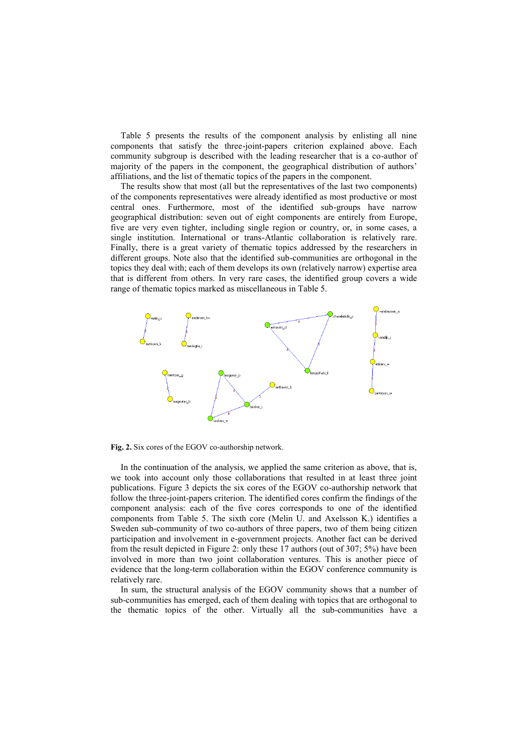Table 5 presents the results of the component analysis by enlisting all nine components that satisfy the three-joint-papers criterion explained above. Each community subgroup is described with the leading researcher that is a co-author of majority of the papers in the component, the geographical distribution of authors' affiliations, and the list of thematic topics of the papers in the component.

The results show that most (all but the representatives of the last two components) of the components representatives were already identified as most productive or most central ones. Furthermore, most of the identified sub-groups have narrow geographical distribution: seven out of eight components are entirely from Europe, five are very even tighter, including single region or country, or, in some cases, a single institution. International or trans-Atlantic collaboration is relatively rare. Finally, there is a great variety of thematic topics addressed by the researchers in different groups. Note also that the identified sub-communities are orthogonal in the topics they deal with; each of them develops its own (relatively narrow) expertise area that is different from others. In very rare cases, the identified group covers a wide range of thematic topics marked as miscellaneous in Table 5.

**Fig. 2.** Six cores of the EGOV co-authorship network.

In the continuation of the analysis, we applied the same criterion as above, that is, we took into account only those collaborations that resulted in at least three joint publications. Figure 3 depicts the six cores of the EGOV co-authorship network that follow the three-joint-papers criterion. The identified cores confirm the findings of the component analysis: each of the five cores corresponds to one of the identified components from Table 5. The sixth core (Melin U. and Axelsson K.) identifies a Sweden sub-community of two co-authors of three papers, two of them being citizen participation and involvement in e-government projects. Another fact can be derived from the result depicted in Figure 2: only these 17 authors (out of 307; 5%) have been involved in more than two joint collaboration ventures. This is another piece of evidence that the long-term collaboration within the EGOV conference community is relatively rare.

In sum, the structural analysis of the EGOV community shows that a number of sub-communities has emerged, each of them dealing with topics that are orthogonal to the thematic topics of the other. Virtually all the sub-communities have a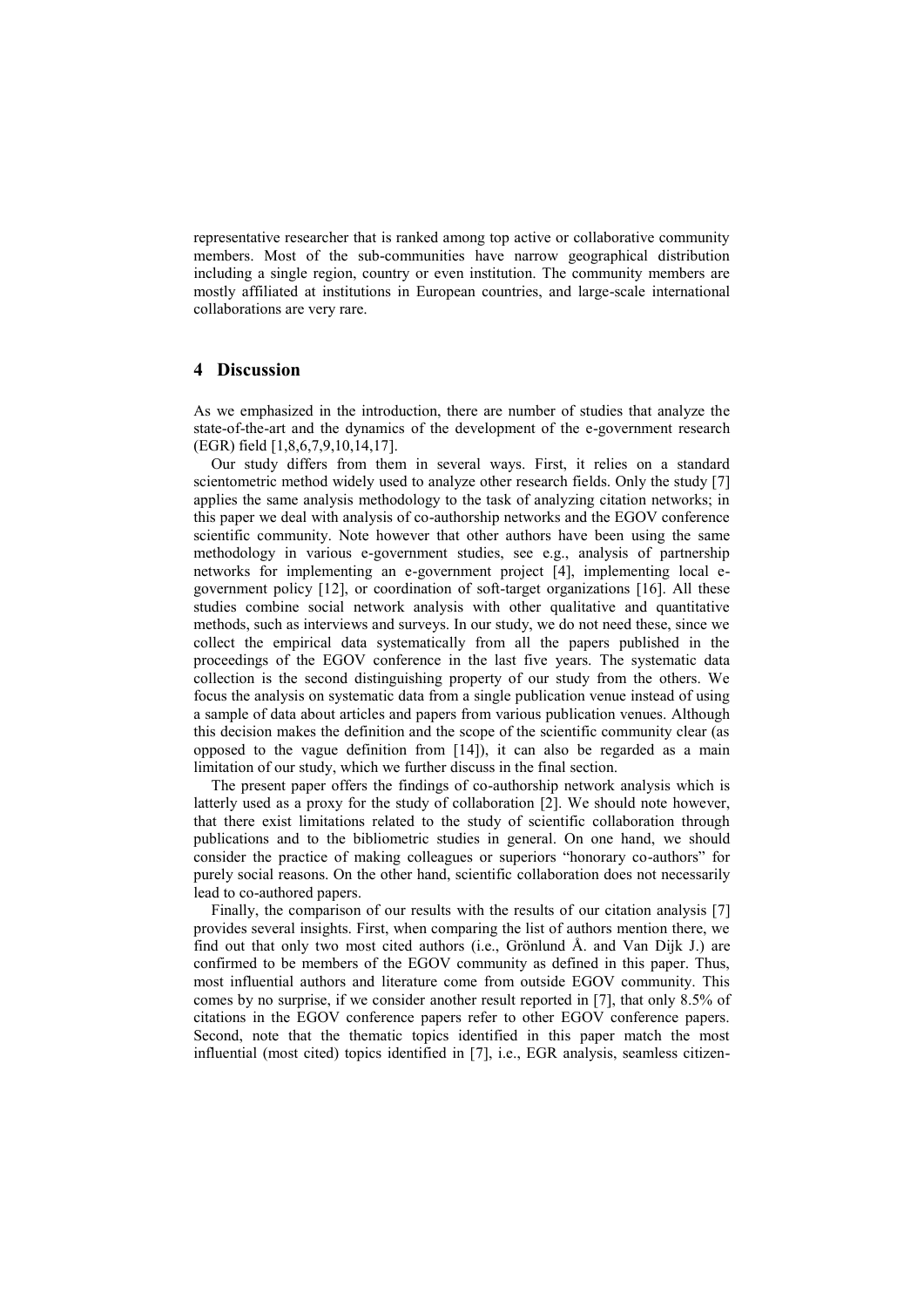representative researcher that is ranked among top active or collaborative community members. Most of the sub-communities have narrow geographical distribution including a single region, country or even institution. The community members are mostly affiliated at institutions in European countries, and large-scale international collaborations are very rare.

## 4 Discussion

As we emphasized in the introduction, there are number of studies that analyze the state-of-the-art and the dynamics of the development of the e-government research (EGR) field [1,8,6,7,9,10,14,17].

Our study differs from them in several ways. First, it relies on a standard scientometric method widely used to analyze other research fields. Only the study [7] applies the same analysis methodology to the task of analyzing citation networks; in this paper we deal with analysis of co-authorship networks and the EGOV conference scientific community. Note however that other authors have been using the same methodology in various e-government studies, see e.g., analysis of partnership networks for implementing an e-government project [4], implementing local e-government policy [12], or coordination of soft-target organizations [16]. All these studies combine social network analysis with other qualitative and quantitative methods, such as interviews and surveys. In our study, we do not need these, since we collect the empirical data systematically from all the papers published in the proceedings of the EGOV conference in the last five years. The systematic data collection is the second distinguishing property of our study from the others. We focus the analysis on systematic data from a single publication venue instead of using a sample of data about articles and papers from various publication venues. Although this decision makes the definition and the scope of the scientific community clear (as opposed to the vague definition from [14]), it can also be regarded as a main limitation of our study, which we further discuss in the final section.

The present paper offers the findings of co-authorship network analysis which is latterly used as a proxy for the study of collaboration [2]. We should note however, that there exist limitations related to the study of scientific collaboration through publications and to the bibliometric studies in general. On one hand, we should consider the practice of making colleagues or superiors "honorary co-authors" for purely social reasons. On the other hand, scientific collaboration does not necessarily lead to co-authored papers.

Finally, the comparison of our results with the results of our citation analysis [7] provides several insights. First, when comparing the list of authors mention there, we find out that only two most cited authors (i.e., Grönlund Å. and Van Dijk J.) are confirmed to be members of the EGOV community as defined in this paper. Thus, most influential authors and literature come from outside EGOV community. This comes by no surprise, if we consider another result reported in [7], that only 8.5% of citations in the EGOV conference papers refer to other EGOV conference papers. Second, note that the thematic topics identified in this paper match the most influential (most cited) topics identified in [7], i.e., EGR analysis, seamless citizen-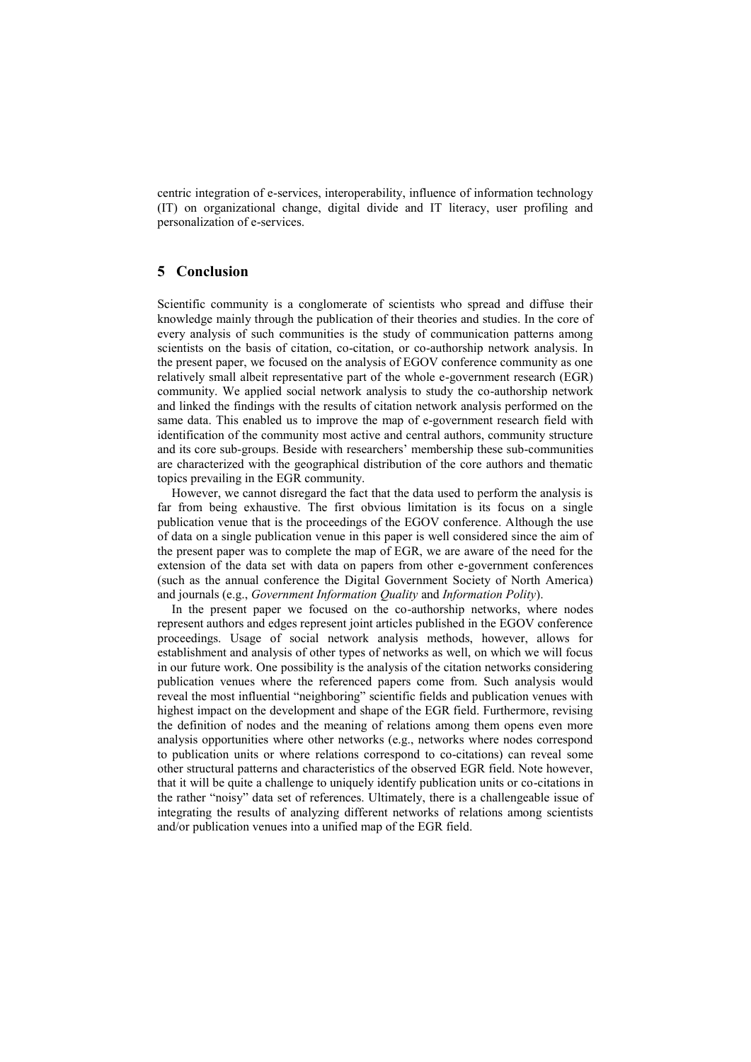centric integration of e-services, interoperability, influence of information technology (IT) on organizational change, digital divide and IT literacy, user profiling and personalization of e-services.

## 5 Conclusion

Scientific community is a conglomerate of scientists who spread and diffuse their knowledge mainly through the publication of their theories and studies. In the core of every analysis of such communities is the study of communication patterns among scientists on the basis of citation, co-citation, or co-authorship network analysis. In the present paper, we focused on the analysis of EGOV conference community as one relatively small albeit representative part of the whole e-government research (EGR) community. We applied social network analysis to study the co-authorship network and linked the findings with the results of citation network analysis performed on the same data. This enabled us to improve the map of e-government research field with identification of the community most active and central authors, community structure and its core sub-groups. Beside with researchers' membership these sub-communities are characterized with the geographical distribution of the core authors and thematic topics prevailing in the EGR community.

However, we cannot disregard the fact that the data used to perform the analysis is far from being exhaustive. The first obvious limitation is its focus on a single publication venue that is the proceedings of the EGOV conference. Although the use of data on a single publication venue in this paper is well considered since the aim of the present paper was to complete the map of EGR, we are aware of the need for the extension of the data set with data on papers from other e-government conferences (such as the annual conference the Digital Government Society of North America) and journals (e.g., *Government Information Quality* and *Information Polity*).

In the present paper we focused on the co-authorship networks, where nodes represent authors and edges represent joint articles published in the EGOV conference proceedings. Usage of social network analysis methods, however, allows for establishment and analysis of other types of networks as well, on which we will focus in our future work. One possibility is the analysis of the citation networks considering publication venues where the referenced papers come from. Such analysis would reveal the most influential "neighboring" scientific fields and publication venues with highest impact on the development and shape of the EGR field. Furthermore, revising the definition of nodes and the meaning of relations among them opens even more analysis opportunities where other networks (e.g., networks where nodes correspond to publication units or where relations correspond to co-citations) can reveal some other structural patterns and characteristics of the observed EGR field. Note however, that it will be quite a challenge to uniquely identify publication units or co-citations in the rather "noisy" data set of references. Ultimately, there is a challengeable issue of integrating the results of analyzing different networks of relations among scientists and/or publication venues into a unified map of the EGR field.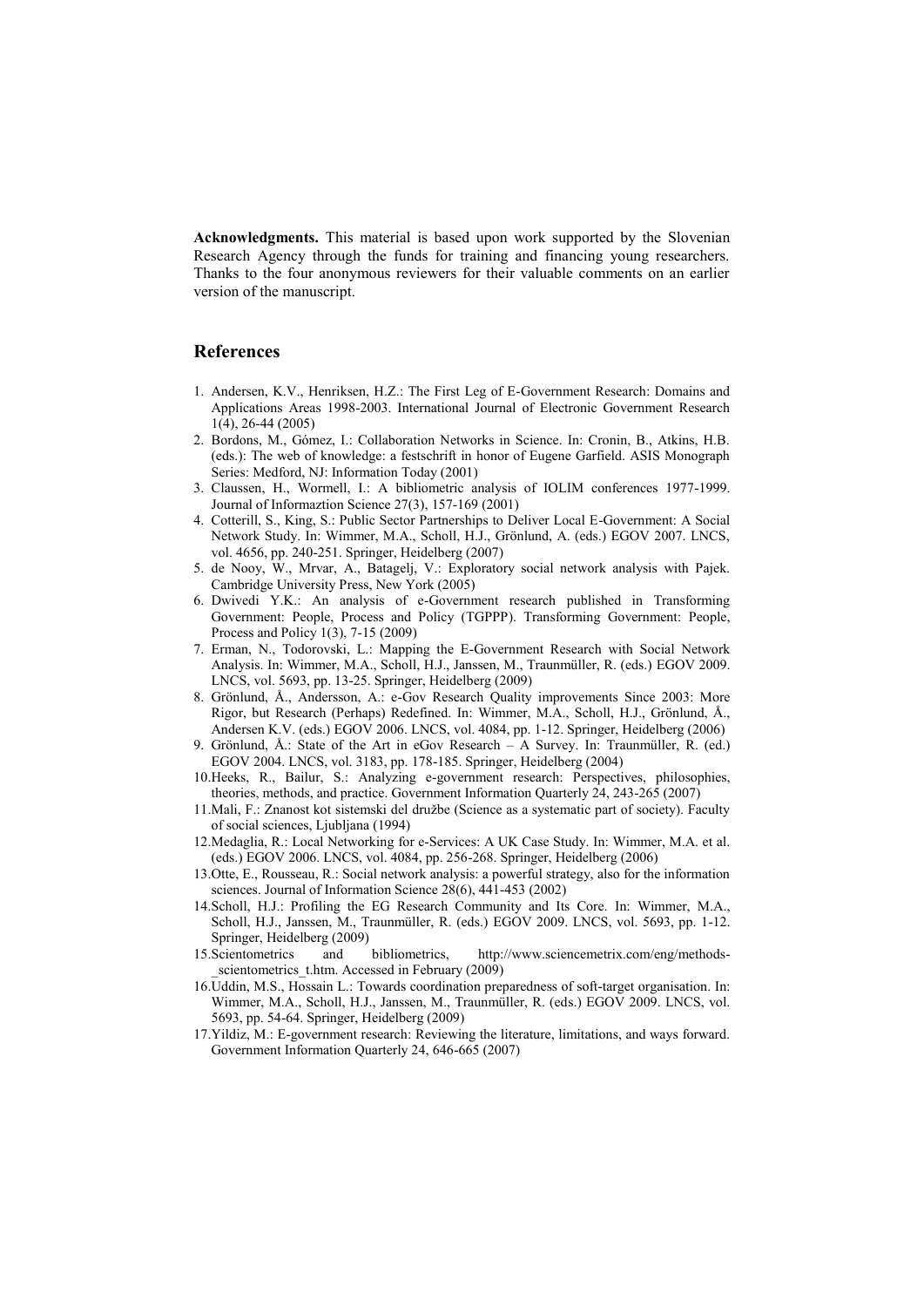**Acknowledgments.** This material is based upon work supported by the Slovenian Research Agency through the funds for training and financing young researchers. Thanks to the four anonymous reviewers for their valuable comments on an earlier version of the manuscript.

## References

1. Andersen, K.V., Henriksen, H.Z.: The First Leg of E-Government Research: Domains and Applications Areas 1998-2003. International Journal of Electronic Government Research 1(4), 26-44 (2005)
2. Bordons, M., Gómez, I.: Collaboration Networks in Science. In: Cronin, B., Atkins, H.B. (eds.): The web of knowledge: a festschrift in honor of Eugene Garfield. ASIS Monograph Series: Medford, NJ: Information Today (2001)
3. Claussen, H., Wormell, I.: A bibliometric analysis of IOLIM conferences 1977-1999. Journal of Informaztion Science 27(3), 157-169 (2001)
4. Cotterill, S., King, S.: Public Sector Partnerships to Deliver Local E-Government: A Social Network Study. In: Wimmer, M.A., Scholl, H.J., Grönlund, A. (eds.) EGOV 2007. LNCS, vol. 4656, pp. 240-251. Springer, Heidelberg (2007)
5. de Nooy, W., Mrvar, A., Batagelj, V.: Exploratory social network analysis with Pajek. Cambridge University Press, New York (2005)
6. Dwivedi Y.K.: An analysis of e-Government research published in Transforming Government: People, Process and Policy (TGPPP). Transforming Government: People, Process and Policy 1(3), 7-15 (2009)
7. Erman, N., Todorovski, L.: Mapping the E-Government Research with Social Network Analysis. In: Wimmer, M.A., Scholl, H.J., Janssen, M., Traunmüller, R. (eds.) EGOV 2009. LNCS, vol. 5693, pp. 13-25. Springer, Heidelberg (2009)
8. Grönlund, Å., Andersson, A.: e-Gov Research Quality improvements Since 2003: More Rigor, but Research (Perhaps) Redefined. In: Wimmer, M.A., Scholl, H.J., Grönlund, Å., Andersen K.V. (eds.) EGOV 2006. LNCS, vol. 4084, pp. 1-12. Springer, Heidelberg (2006)
9. Grönlund, Å.: State of the Art in eGov Research – A Survey. In: Traunmüller, R. (ed.) EGOV 2004. LNCS, vol. 3183, pp. 178-185. Springer, Heidelberg (2004)
10. Heeks, R., Bailur, S.: Analyzing e-government research: Perspectives, philosophies, theories, methods, and practice. Government Information Quarterly 24, 243-265 (2007)
11. Mali, F.: Znanost kot sistemski del družbe (Science as a systematic part of society). Faculty of social sciences, Ljubljana (1994)
12. Medaglia, R.: Local Networking for e-Services: A UK Case Study. In: Wimmer, M.A. et al. (eds.) EGOV 2006. LNCS, vol. 4084, pp. 256-268. Springer, Heidelberg (2006)
13. Otte, E., Rousseau, R.: Social network analysis: a powerful strategy, also for the information sciences. Journal of Information Science 28(6), 441-453 (2002)
14. Scholl, H.J.: Profiling the EG Research Community and Its Core. In: Wimmer, M.A., Scholl, H.J., Janssen, M., Traunmüller, R. (eds.) EGOV 2009. LNCS, vol. 5693, pp. 1-12. Springer, Heidelberg (2009)
15. Scientometrics and bibliometrics, http://www.sciencemetrix.com/eng/methods-_scientometrics_t.htm. Accessed in February (2009)
16. Uddin, M.S., Hossain L.: Towards coordination preparedness of soft-target organisation. In: Wimmer, M.A., Scholl, H.J., Janssen, M., Traunmüller, R. (eds.) EGOV 2009. LNCS, vol. 5693, pp. 54-64. Springer, Heidelberg (2009)
17. Yildiz, M.: E-government research: Reviewing the literature, limitations, and ways forward. Government Information Quarterly 24, 646-665 (2007)